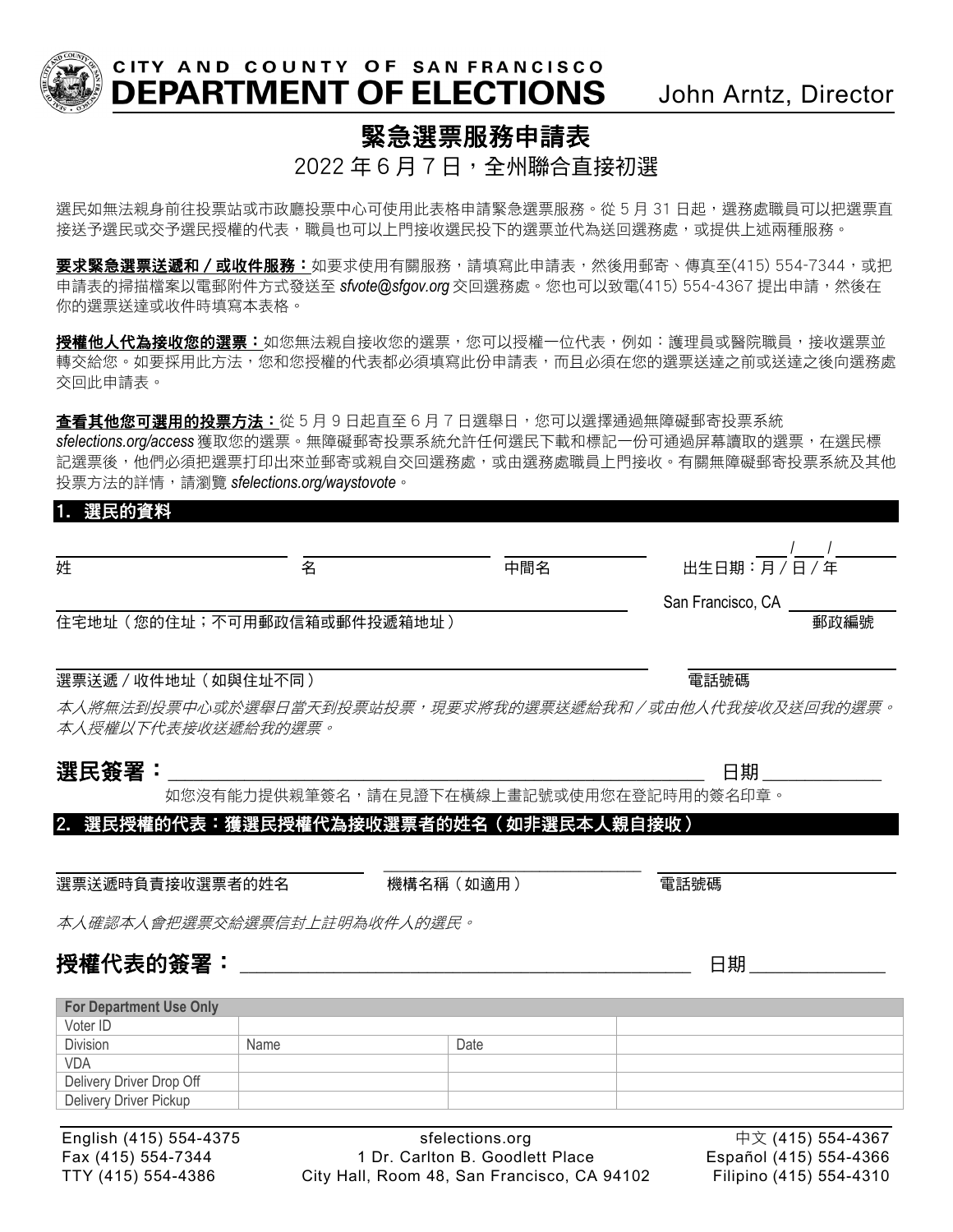# CITY AND COUNTY OF SAN FRANCISCO
# DEPARTMENT OF ELECTIONS

John Arntz, Director

## 緊急選票服務申請表

2022 年 6 月 7 日，全州聯合直接初選

選民如無法親身前往投票站或市政廳投票中心可使用此表格申請緊急選票服務。從 5 月 31 日起，選務處職員可以把選票直接送予選民或交予選民授權的代表，職員也可以上門接收選民投下的選票並代為送回選務處，或提供上述兩種服務。

**要求緊急選票送遞和／或收件服務：**如要求使用有關服務，請填寫此申請表，然後用郵寄、傳真至(415) 554-7344，或把申請表的掃描檔案以電郵附件方式發送至 *sfvote@sfgov.org* 交回選務處。您也可以致電(415) 554-4367 提出申請，然後在你的選票送達或收件時填寫本表格。

**授權他人代為接收您的選票：**如您無法親自接收您的選票，您可以授權一位代表，例如：護理員或醫院職員，接收選票並轉交給您。如要採用此方法，您和您授權的代表都必須填寫此份申請表，而且必須在您的選票送達之前或送達之後向選務處交回此申請表。

**查看其他您可選用的投票方法：**從 5 月 9 日起直至 6 月 7 日選舉日，您可以選擇通過無障礙郵寄投票系統 *sfelections.org/access* 獲取您的選票。無障礙郵寄投票系統允許任何選民下載和標記一份可通過屏幕讀取的選票，在選民標記選票後，他們必須把選票打印出來並郵寄或親自交回選務處，或由選務處職員上門接收。有關無障礙郵寄投票系統及其他投票方法的詳情，請瀏覽 *sfelections.org/waystovote*。

### 1. 選民的資料

姓 ______ 名 ______ 中間名 ______ 出生日期：月 / 日 / 年 ___/___/___

住宅地址（您的住址；不可用郵政信箱或郵件投遞箱地址）______ San Francisco, CA ______ 郵政編號

選票送遞／收件地址（如與住址不同）______ 電話號碼 ______

*本人將無法到投票中心或於選舉日當天到投票站投票，現要求將我的選票送遞給我和／或由他人代我接收及送回我的選票。本人授權以下代表接收送遞給我的選票。*

**選民簽署：**______ 日期 ______

如您沒有能力提供親筆簽名，請在見證下在橫線上畫記號或使用您在登記時用的簽名印章。

### 2. 選民授權的代表：獲選民授權代為接收選票者的姓名（如非選民本人親自接收）

選票送遞時負責接收選票者的姓名 ______ 機構名稱（如適用）______ 電話號碼 ______

*本人確認本人會把選票交給選票信封上註明為收件人的選民。*

**授權代表的簽署：**______ 日期 ______

| For Department Use Only | | | |
|---|---|---|---|
| Voter ID | | | |
| Division | Name | Date | |
| VDA | | | |
| Delivery Driver Drop Off | | | |
| Delivery Driver Pickup | | | |

English (415) 554-4375
Fax (415) 554-7344
TTY (415) 554-4386

sfelections.org
1 Dr. Carlton B. Goodlett Place
City Hall, Room 48, San Francisco, CA 94102

中文 (415) 554-4367
Español (415) 554-4366
Filipino (415) 554-4310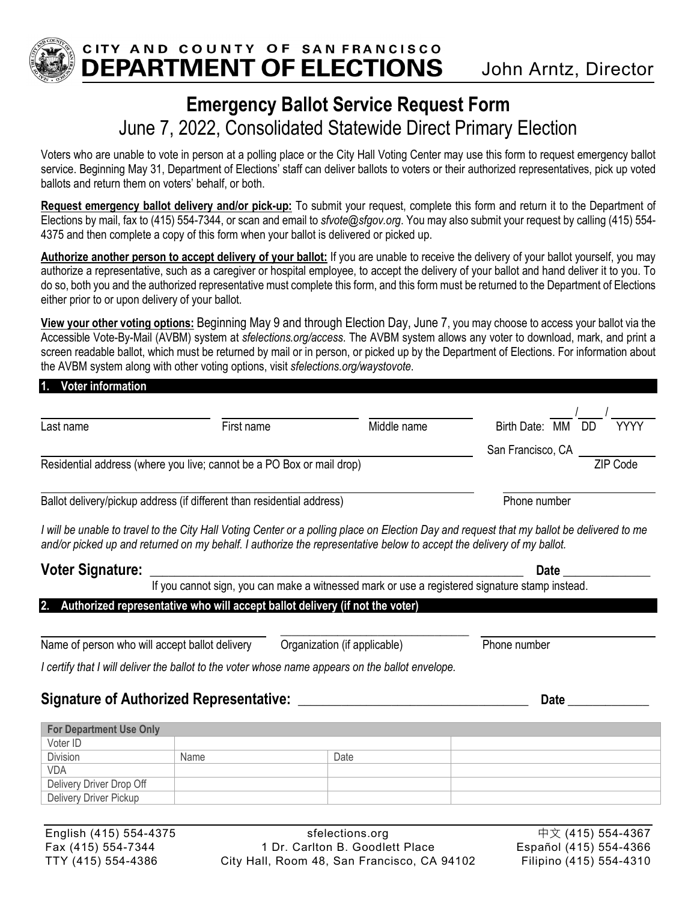CITY AND COUNTY OF SAN FRANCISCO
**DEPARTMENT OF ELECTIONS** John Arntz, Director

# Emergency Ballot Service Request Form

## June 7, 2022, Consolidated Statewide Direct Primary Election

Voters who are unable to vote in person at a polling place or the City Hall Voting Center may use this form to request emergency ballot service. Beginning May 31, Department of Elections' staff can deliver ballots to voters or their authorized representatives, pick up voted ballots and return them on voters' behalf, or both.

**Request emergency ballot delivery and/or pick-up:** To submit your request, complete this form and return it to the Department of Elections by mail, fax to (415) 554-7344, or scan and email to *sfvote@sfgov.org*. You may also submit your request by calling (415) 554-4375 and then complete a copy of this form when your ballot is delivered or picked up.

**Authorize another person to accept delivery of your ballot:** If you are unable to receive the delivery of your ballot yourself, you may authorize a representative, such as a caregiver or hospital employee, to accept the delivery of your ballot and hand deliver it to you. To do so, both you and the authorized representative must complete this form, and this form must be returned to the Department of Elections either prior to or upon delivery of your ballot.

**View your other voting options:** Beginning May 9 and through Election Day, June 7, you may choose to access your ballot via the Accessible Vote-By-Mail (AVBM) system at *sfelections.org/access*. The AVBM system allows any voter to download, mark, and print a screen readable ballot, which must be returned by mail or in person, or picked up by the Department of Elections. For information about the AVBM system along with other voting options, visit *sfelections.org/waystovote*.

### 1. Voter information

Last name ____________ First name ____________ Middle name ____________ Birth Date: ___ / ___ / ______ (MM DD YYYY)

Residential address (where you live; cannot be a PO Box or mail drop) ______________________ San Francisco, CA ZIP Code ________

Ballot delivery/pickup address (if different than residential address) ______________________ Phone number ________

*I will be unable to travel to the City Hall Voting Center or a polling place on Election Day and request that my ballot be delivered to me and/or picked up and returned on my behalf. I authorize the representative below to accept the delivery of my ballot.*

**Voter Signature:** ______________________________________________ **Date** ____________

If you cannot sign, you can make a witnessed mark or use a registered signature stamp instead.

### 2. Authorized representative who will accept ballot delivery (if not the voter)

Name of person who will accept ballot delivery ____________ Organization (if applicable) ____________ Phone number ____________

*I certify that I will deliver the ballot to the voter whose name appears on the ballot envelope.*

**Signature of Authorized Representative:** ______________________________ **Date** ____________

| For Department Use Only | | | |
|---|---|---|---|
| Voter ID | | | |
| Division | Name | Date | |
| VDA | | | |
| Delivery Driver Drop Off | | | |
| Delivery Driver Pickup | | | |

English (415) 554-4375
Fax (415) 554-7344
TTY (415) 554-4386

sfelections.org
1 Dr. Carlton B. Goodlett Place
City Hall, Room 48, San Francisco, CA 94102

中文 (415) 554-4367
Español (415) 554-4366
Filipino (415) 554-4310